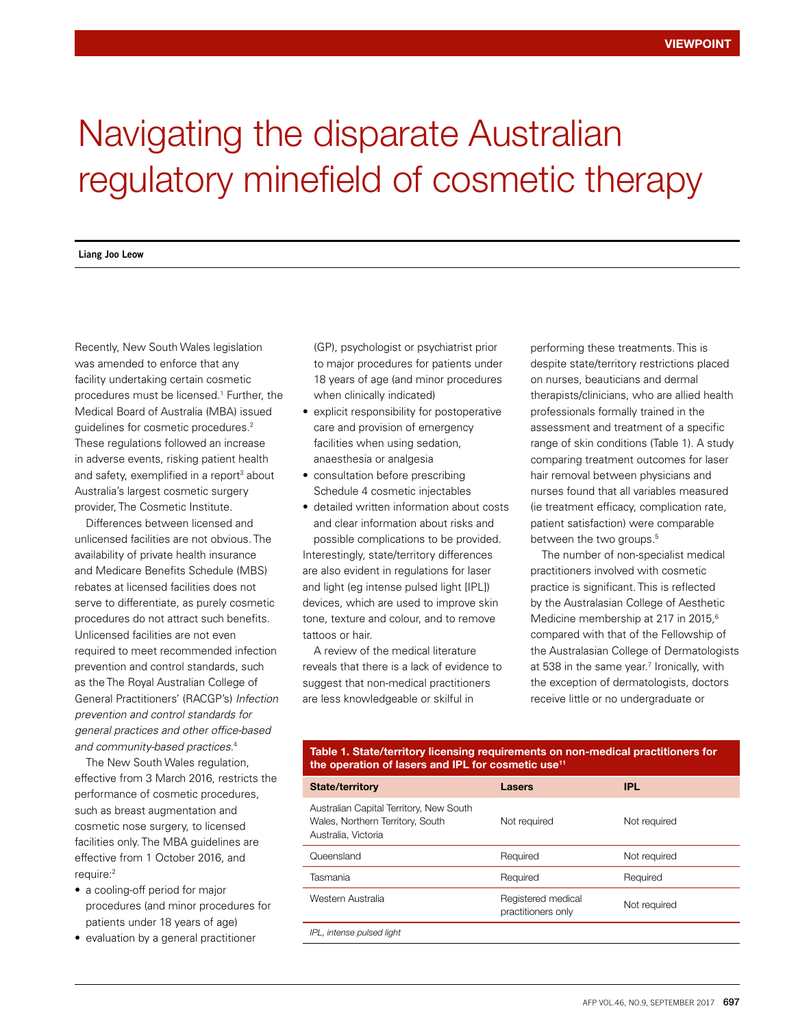VIEWPOINT

# Navigating the disparate Australian regulatory minefield of cosmetic therapy

**Liang Joo Leow**

Recently, New South Wales legislation was amended to enforce that any facility undertaking certain cosmetic procedures must be licensed.[1] Further, the Medical Board of Australia (MBA) issued guidelines for cosmetic procedures.[2] These regulations followed an increase in adverse events, risking patient health and safety, exemplified in a report[3] about Australia's largest cosmetic surgery provider, The Cosmetic Institute.

Differences between licensed and unlicensed facilities are not obvious. The availability of private health insurance and Medicare Benefits Schedule (MBS) rebates at licensed facilities does not serve to differentiate, as purely cosmetic procedures do not attract such benefits. Unlicensed facilities are not even required to meet recommended infection prevention and control standards, such as the The Royal Australian College of General Practitioners' (RACGP's) *Infection prevention and control standards for general practices and other office-based and community-based practices*.[4]

The New South Wales regulation, effective from 3 March 2016, restricts the performance of cosmetic procedures, such as breast augmentation and cosmetic nose surgery, to licensed facilities only. The MBA guidelines are effective from 1 October 2016, and require:[2]

- a cooling-off period for major procedures (and minor procedures for patients under 18 years of age)
- evaluation by a general practitioner (GP), psychologist or psychiatrist prior to major procedures for patients under 18 years of age (and minor procedures when clinically indicated)
- explicit responsibility for postoperative care and provision of emergency facilities when using sedation, anaesthesia or analgesia
- consultation before prescribing Schedule 4 cosmetic injectables
- detailed written information about costs and clear information about risks and possible complications to be provided.

Interestingly, state/territory differences are also evident in regulations for laser and light (eg intense pulsed light [IPL]) devices, which are used to improve skin tone, texture and colour, and to remove tattoos or hair.

A review of the medical literature reveals that there is a lack of evidence to suggest that non-medical practitioners are less knowledgeable or skilful in performing these treatments. This is despite state/territory restrictions placed on nurses, beauticians and dermal therapists/clinicians, who are allied health professionals formally trained in the assessment and treatment of a specific range of skin conditions (Table 1). A study comparing treatment outcomes for laser hair removal between physicians and nurses found that all variables measured (ie treatment efficacy, complication rate, patient satisfaction) were comparable between the two groups.[5]

The number of non-specialist medical practitioners involved with cosmetic practice is significant. This is reflected by the Australasian College of Aesthetic Medicine membership at 217 in 2015,[6] compared with that of the Fellowship of the Australasian College of Dermatologists at 538 in the same year.[7] Ironically, with the exception of dermatologists, doctors receive little or no undergraduate or

**Table 1. State/territory licensing requirements on non-medical practitioners for the operation of lasers and IPL for cosmetic use[11]**

| State/territory | Lasers | IPL |
|---|---|---|
| Australian Capital Territory, New South Wales, Northern Territory, South Australia, Victoria | Not required | Not required |
| Queensland | Required | Not required |
| Tasmania | Required | Required |
| Western Australia | Registered medical practitioners only | Not required |

*IPL, intense pulsed light*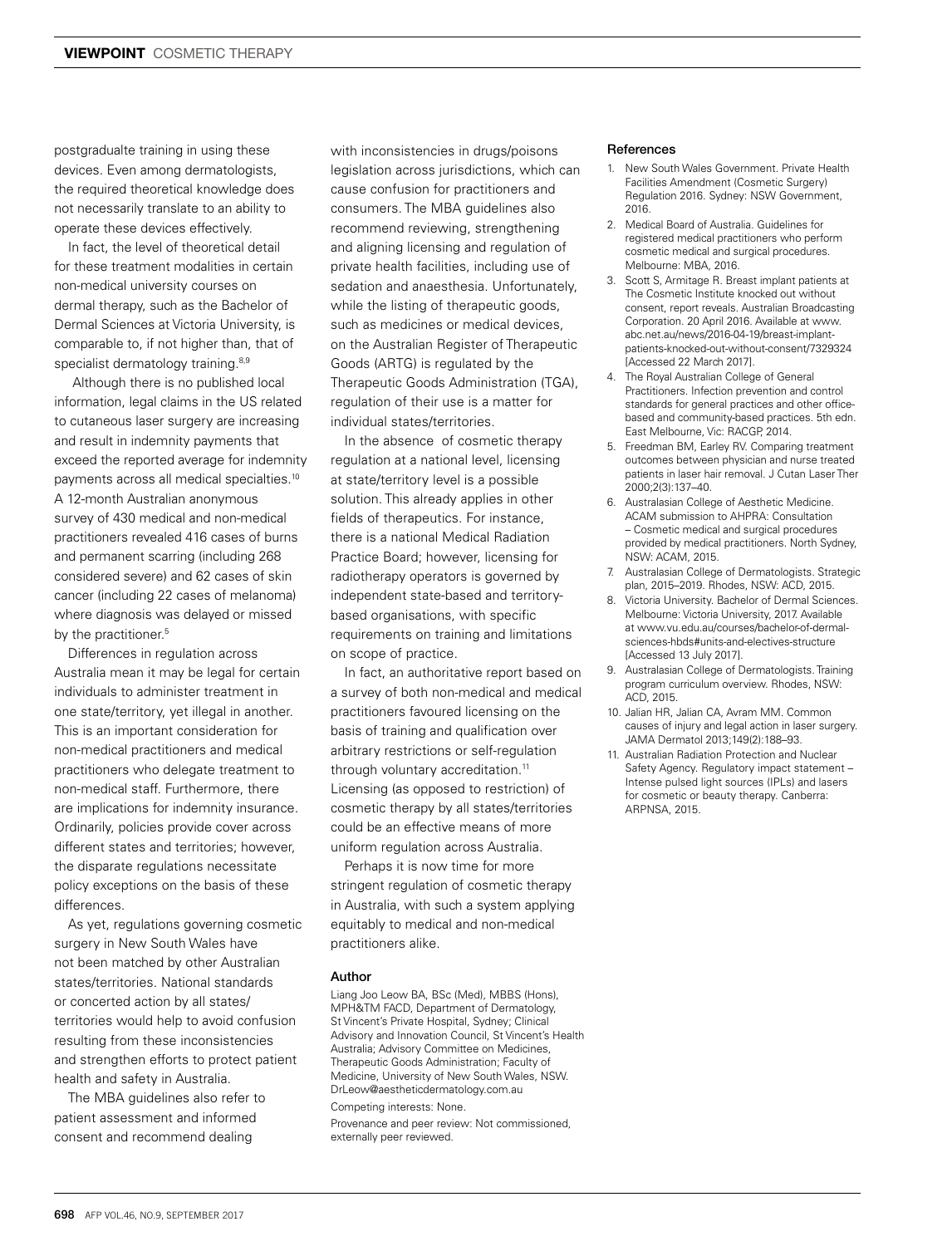postgradualte training in using these devices. Even among dermatologists, the required theoretical knowledge does not necessarily translate to an ability to operate these devices effectively.

In fact, the level of theoretical detail for these treatment modalities in certain non-medical university courses on dermal therapy, such as the Bachelor of Dermal Sciences at Victoria University, is comparable to, if not higher than, that of specialist dermatology training.[8,9]

Although there is no published local information, legal claims in the US related to cutaneous laser surgery are increasing and result in indemnity payments that exceed the reported average for indemnity payments across all medical specialties.[10] A 12-month Australian anonymous survey of 430 medical and non-medical practitioners revealed 416 cases of burns and permanent scarring (including 268 considered severe) and 62 cases of skin cancer (including 22 cases of melanoma) where diagnosis was delayed or missed by the practitioner.[5]

Differences in regulation across Australia mean it may be legal for certain individuals to administer treatment in one state/territory, yet illegal in another. This is an important consideration for non-medical practitioners and medical practitioners who delegate treatment to non-medical staff. Furthermore, there are implications for indemnity insurance. Ordinarily, policies provide cover across different states and territories; however, the disparate regulations necessitate policy exceptions on the basis of these differences.

As yet, regulations governing cosmetic surgery in New South Wales have not been matched by other Australian states/territories. National standards or concerted action by all states/territories would help to avoid confusion resulting from these inconsistencies and strengthen efforts to protect patient health and safety in Australia.

The MBA guidelines also refer to patient assessment and informed consent and recommend dealing with inconsistencies in drugs/poisons legislation across jurisdictions, which can cause confusion for practitioners and consumers. The MBA guidelines also recommend reviewing, strengthening and aligning licensing and regulation of private health facilities, including use of sedation and anaesthesia. Unfortunately, while the listing of therapeutic goods, such as medicines or medical devices, on the Australian Register of Therapeutic Goods (ARTG) is regulated by the Therapeutic Goods Administration (TGA), regulation of their use is a matter for individual states/territories.

In the absence of cosmetic therapy regulation at a national level, licensing at state/territory level is a possible solution. This already applies in other fields of therapeutics. For instance, there is a national Medical Radiation Practice Board; however, licensing for radiotherapy operators is governed by independent state-based and territory-based organisations, with specific requirements on training and limitations on scope of practice.

In fact, an authoritative report based on a survey of both non-medical and medical practitioners favoured licensing on the basis of training and qualification over arbitrary restrictions or self-regulation through voluntary accreditation.[11] Licensing (as opposed to restriction) of cosmetic therapy by all states/territories could be an effective means of more uniform regulation across Australia.

Perhaps it is now time for more stringent regulation of cosmetic therapy in Australia, with such a system applying equitably to medical and non-medical practitioners alike.

### Author

Liang Joo Leow BA, BSc (Med), MBBS (Hons), MPH&TM FACD, Department of Dermatology, St Vincent's Private Hospital, Sydney; Clinical Advisory and Innovation Council, St Vincent's Health Australia; Advisory Committee on Medicines, Therapeutic Goods Administration; Faculty of Medicine, University of New South Wales, NSW. DrLeow@aestheticdermatology.com.au

Competing interests: None.

Provenance and peer review: Not commissioned, externally peer reviewed.

### References

1. New South Wales Government. Private Health Facilities Amendment (Cosmetic Surgery) Regulation 2016. Sydney: NSW Government, 2016.
2. Medical Board of Australia. Guidelines for registered medical practitioners who perform cosmetic medical and surgical procedures. Melbourne: MBA, 2016.
3. Scott S, Armitage R. Breast implant patients at The Cosmetic Institute knocked out without consent, report reveals. Australian Broadcasting Corporation. 20 April 2016. Available at www.abc.net.au/news/2016-04-19/breast-implant-patients-knocked-out-without-consent/7329324 [Accessed 22 March 2017].
4. The Royal Australian College of General Practitioners. Infection prevention and control standards for general practices and other office-based and community-based practices. 5th edn. East Melbourne, Vic: RACGP, 2014.
5. Freedman BM, Earley RV. Comparing treatment outcomes between physician and nurse treated patients in laser hair removal. J Cutan Laser Ther 2000;2(3):137–40.
6. Australasian College of Aesthetic Medicine. ACAM submission to AHPRA: Consultation – Cosmetic medical and surgical procedures provided by medical practitioners. North Sydney, NSW: ACAM, 2015.
7. Australasian College of Dermatologists. Strategic plan, 2015–2019. Rhodes, NSW: ACD, 2015.
8. Victoria University. Bachelor of Dermal Sciences. Melbourne: Victoria University, 2017. Available at www.vu.edu.au/courses/bachelor-of-dermal-sciences-hbds#units-and-electives-structure [Accessed 13 July 2017].
9. Australasian College of Dermatologists. Training program curriculum overview. Rhodes, NSW: ACD, 2015.
10. Jalian HR, Jalian CA, Avram MM. Common causes of injury and legal action in laser surgery. JAMA Dermatol 2013;149(2):188–93.
11. Australian Radiation Protection and Nuclear Safety Agency. Regulatory impact statement – Intense pulsed light sources (IPLs) and lasers for cosmetic or beauty therapy. Canberra: ARPNSA, 2015.